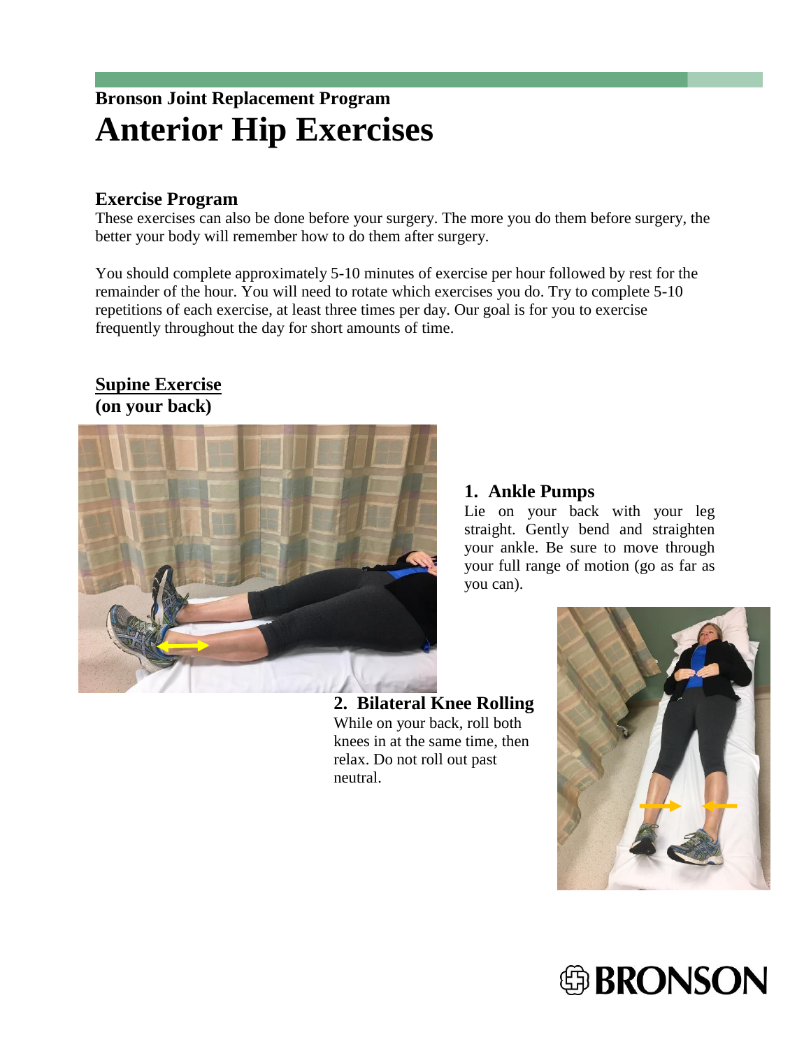**Bronson Joint Replacement Program**

# Anterior Hip Exercises

## Exercise Program

These exercises can also be done before your surgery. The more you do them before surgery, the better your body will remember how to do them after surgery.

You should complete approximately 5-10 minutes of exercise per hour followed by rest for the remainder of the hour. You will need to rotate which exercises you do. Try to complete 5-10 repetitions of each exercise, at least three times per day. Our goal is for you to exercise frequently throughout the day for short amounts of time.

## Supine Exercise
**(on your back)**

### 1. Ankle Pumps

Lie on your back with your leg straight. Gently bend and straighten your ankle. Be sure to move through your full range of motion (go as far as you can).

### 2. Bilateral Knee Rolling

While on your back, roll both knees in at the same time, then relax. Do not roll out past neutral.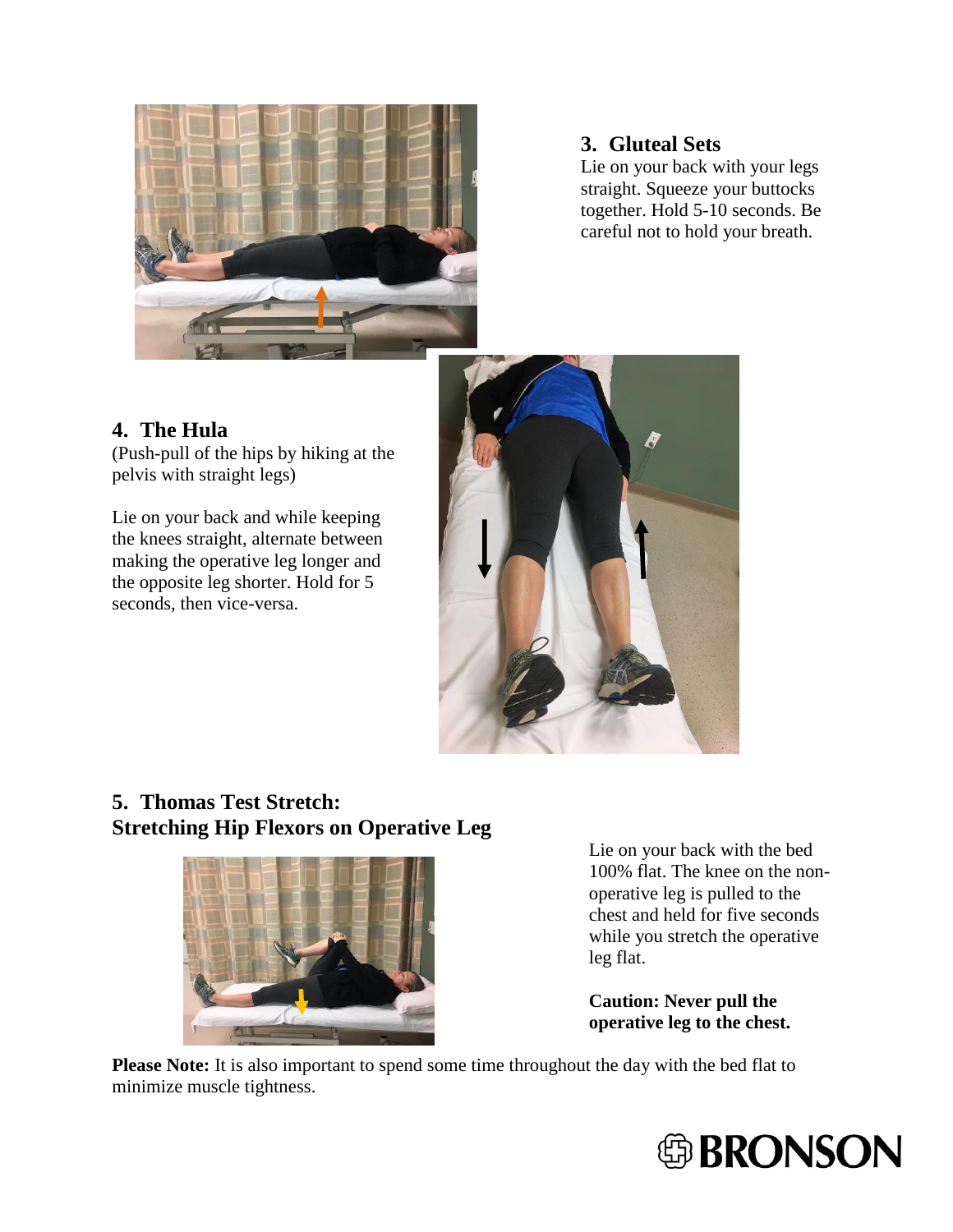### 3. Gluteal Sets

Lie on your back with your legs straight. Squeeze your buttocks together. Hold 5-10 seconds. Be careful not to hold your breath.

### 4. The Hula

(Push-pull of the hips by hiking at the pelvis with straight legs)

Lie on your back and while keeping the knees straight, alternate between making the operative leg longer and the opposite leg shorter. Hold for 5 seconds, then vice-versa.

### 5. Thomas Test Stretch: Stretching Hip Flexors on Operative Leg

Lie on your back with the bed 100% flat. The knee on the non-operative leg is pulled to the chest and held for five seconds while you stretch the operative leg flat.

**Caution: Never pull the operative leg to the chest.**

**Please Note:** It is also important to spend some time throughout the day with the bed flat to minimize muscle tightness.

BRONSON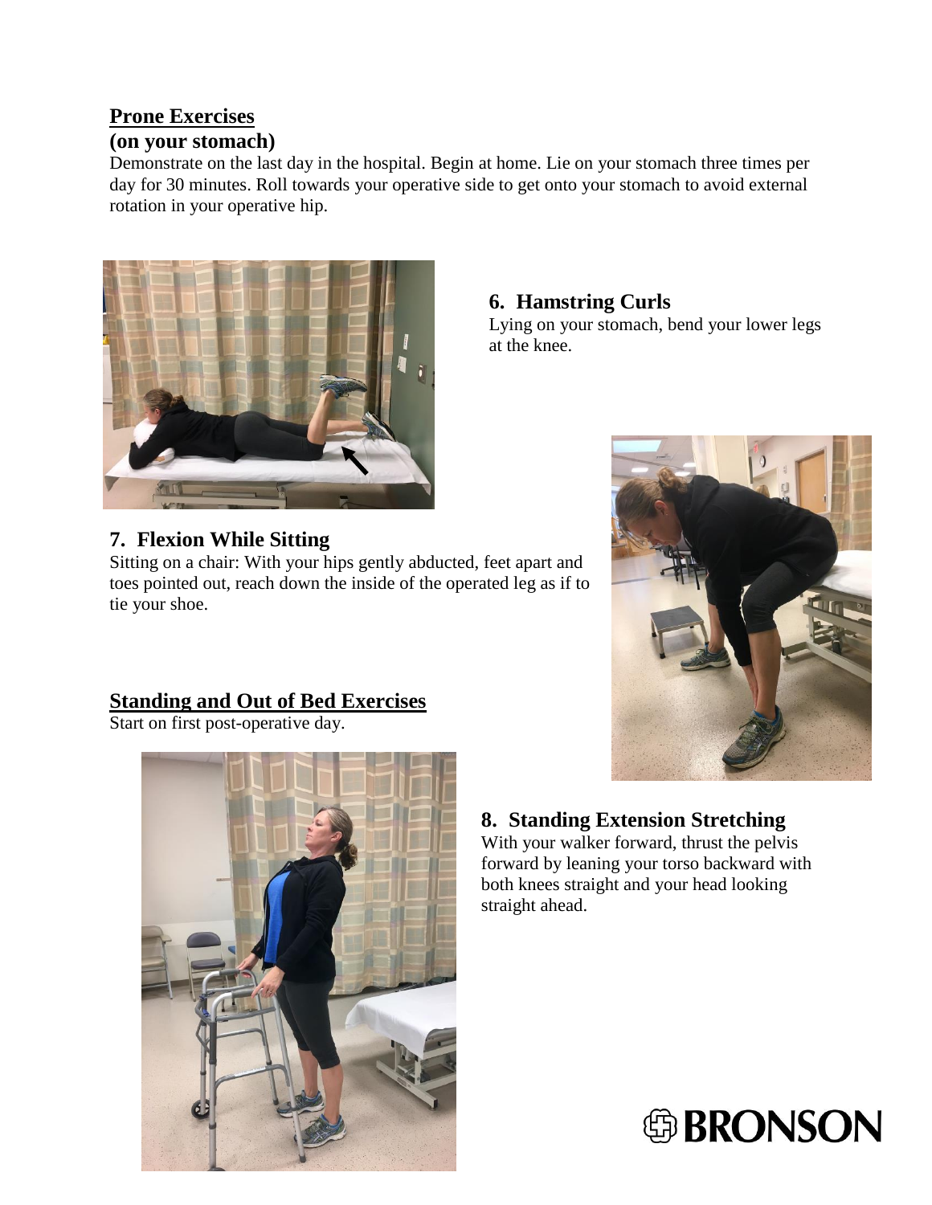## Prone Exercises

**(on your stomach)**

Demonstrate on the last day in the hospital. Begin at home. Lie on your stomach three times per day for 30 minutes. Roll towards your operative side to get onto your stomach to avoid external rotation in your operative hip.

### 6. Hamstring Curls

Lying on your stomach, bend your lower legs at the knee.

### 7. Flexion While Sitting

Sitting on a chair: With your hips gently abducted, feet apart and toes pointed out, reach down the inside of the operated leg as if to tie your shoe.

## Standing and Out of Bed Exercises

Start on first post-operative day.

### 8. Standing Extension Stretching

With your walker forward, thrust the pelvis forward by leaning your torso backward with both knees straight and your head looking straight ahead.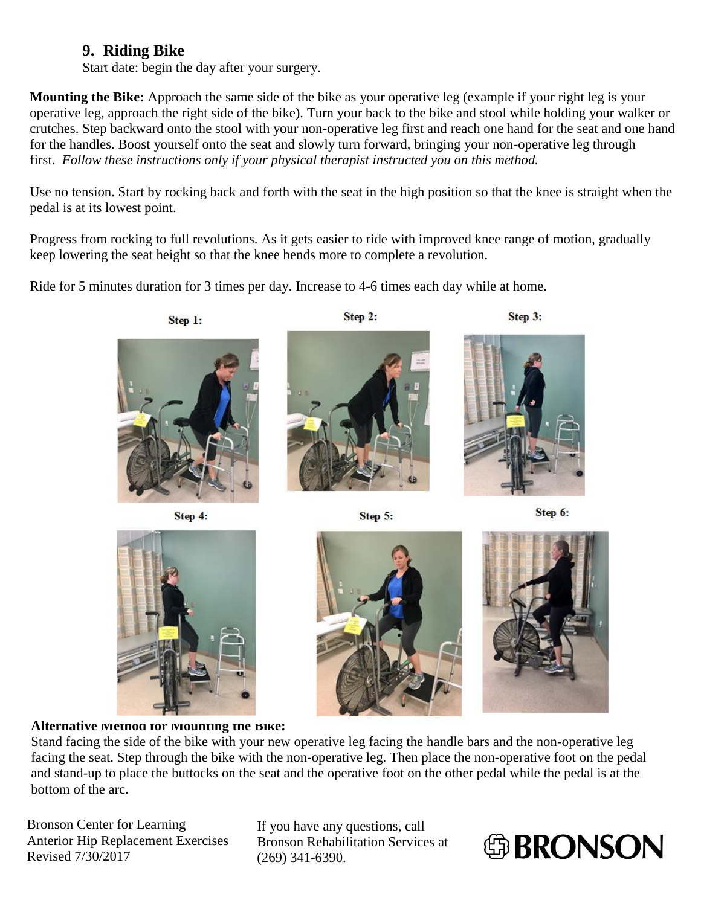## 9. Riding Bike

Start date: begin the day after your surgery.

**Mounting the Bike:** Approach the same side of the bike as your operative leg (example if your right leg is your operative leg, approach the right side of the bike). Turn your back to the bike and stool while holding your walker or crutches. Step backward onto the stool with your non-operative leg first and reach one hand for the seat and one hand for the handles. Boost yourself onto the seat and slowly turn forward, bringing your non-operative leg through first. *Follow these instructions only if your physical therapist instructed you on this method.*

Use no tension. Start by rocking back and forth with the seat in the high position so that the knee is straight when the pedal is at its lowest point.

Progress from rocking to full revolutions. As it gets easier to ride with improved knee range of motion, gradually keep lowering the seat height so that the knee bends more to complete a revolution.

Ride for 5 minutes duration for 3 times per day. Increase to 4-6 times each day while at home.

Step 1:

Step 2:

Step 3:

Step 4:

Step 5:

Step 6:

**Alternative Method for Mounting the Bike:**

Stand facing the side of the bike with your new operative leg facing the handle bars and the non-operative leg facing the seat. Step through the bike with the non-operative leg. Then place the non-operative foot on the pedal and stand-up to place the buttocks on the seat and the operative foot on the other pedal while the pedal is at the bottom of the arc.

Bronson Center for Learning
Anterior Hip Replacement Exercises
Revised 7/30/2017

If you have any questions, call Bronson Rehabilitation Services at (269) 341-6390.

BRONSON